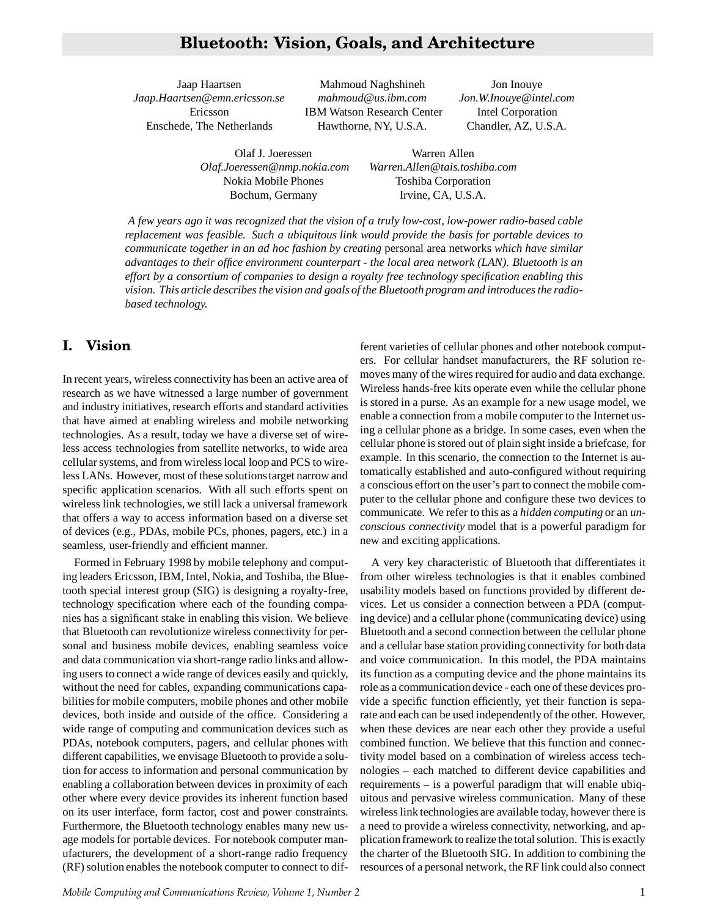# Bluetooth: Vision, Goals, and Architecture

Jaap Haartsen
*Jaap.Haartsen@emn.ericsson.se*
Ericsson
Enschede, The Netherlands

Mahmoud Naghshineh
*mahmoud@us.ibm.com*
IBM Watson Research Center
Hawthorne, NY, U.S.A.

Jon Inouye
*Jon.W.Inouye@intel.com*
Intel Corporation
Chandler, AZ, U.S.A.

Olaf J. Joeressen
*Olaf.Joeressen@nmp.nokia.com*
Nokia Mobile Phones
Bochum, Germany

Warren Allen
*Warren.Allen@tais.toshiba.com*
Toshiba Corporation
Irvine, CA, U.S.A.

*A few years ago it was recognized that the vision of a truly low-cost, low-power radio-based cable replacement was feasible. Such a ubiquitous link would provide the basis for portable devices to communicate together in an ad hoc fashion by creating* personal area networks *which have similar advantages to their office environment counterpart - the local area network (LAN). Bluetooth is an effort by a consortium of companies to design a royalty free technology specification enabling this vision. This article describes the vision and goals of the Bluetooth program and introduces the radio-based technology.*

## I. Vision

In recent years, wireless connectivity has been an active area of research as we have witnessed a large number of government and industry initiatives, research efforts and standard activities that have aimed at enabling wireless and mobile networking technologies. As a result, today we have a diverse set of wireless access technologies from satellite networks, to wide area cellular systems, and from wireless local loop and PCS to wireless LANs. However, most of these solutions target narrow and specific application scenarios. With all such efforts spent on wireless link technologies, we still lack a universal framework that offers a way to access information based on a diverse set of devices (e.g., PDAs, mobile PCs, phones, pagers, etc.) in a seamless, user-friendly and efficient manner.

Formed in February 1998 by mobile telephony and computing leaders Ericsson, IBM, Intel, Nokia, and Toshiba, the Bluetooth special interest group (SIG) is designing a royalty-free, technology specification where each of the founding companies has a significant stake in enabling this vision. We believe that Bluetooth can revolutionize wireless connectivity for personal and business mobile devices, enabling seamless voice and data communication via short-range radio links and allowing users to connect a wide range of devices easily and quickly, without the need for cables, expanding communications capabilities for mobile computers, mobile phones and other mobile devices, both inside and outside of the office. Considering a wide range of computing and communication devices such as PDAs, notebook computers, pagers, and cellular phones with different capabilities, we envisage Bluetooth to provide a solution for access to information and personal communication by enabling a collaboration between devices in proximity of each other where every device provides its inherent function based on its user interface, form factor, cost and power constraints. Furthermore, the Bluetooth technology enables many new usage models for portable devices. For notebook computer manufacturers, the development of a short-range radio frequency (RF) solution enables the notebook computer to connect to different varieties of cellular phones and other notebook computers. For cellular handset manufacturers, the RF solution removes many of the wires required for audio and data exchange. Wireless hands-free kits operate even while the cellular phone is stored in a purse. As an example for a new usage model, we enable a connection from a mobile computer to the Internet using a cellular phone as a bridge. In some cases, even when the cellular phone is stored out of plain sight inside a briefcase, for example. In this scenario, the connection to the Internet is automatically established and auto-configured without requiring a conscious effort on the user's part to connect the mobile computer to the cellular phone and configure these two devices to communicate. We refer to this as a *hidden computing* or an *unconscious connectivity* model that is a powerful paradigm for new and exciting applications.

A very key characteristic of Bluetooth that differentiates it from other wireless technologies is that it enables combined usability models based on functions provided by different devices. Let us consider a connection between a PDA (computing device) and a cellular phone (communicating device) using Bluetooth and a second connection between the cellular phone and a cellular base station providing connectivity for both data and voice communication. In this model, the PDA maintains its function as a computing device and the phone maintains its role as a communication device - each one of these devices provide a specific function efficiently, yet their function is separate and each can be used independently of the other. However, when these devices are near each other they provide a useful combined function. We believe that this function and connectivity model based on a combination of wireless access technologies – each matched to different device capabilities and requirements – is a powerful paradigm that will enable ubiquitous and pervasive wireless communication. Many of these wireless link technologies are available today, however there is a need to provide a wireless connectivity, networking, and application framework to realize the total solution. This is exactly the charter of the Bluetooth SIG. In addition to combining the resources of a personal network, the RF link could also connect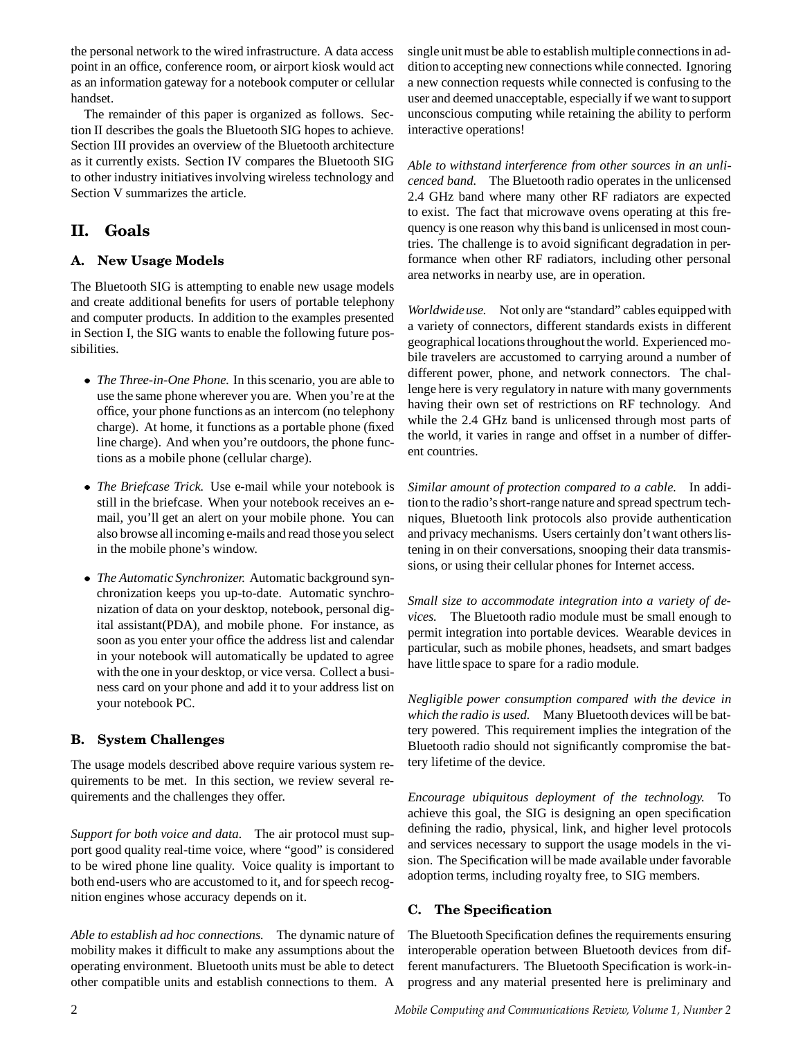the personal network to the wired infrastructure. A data access point in an office, conference room, or airport kiosk would act as an information gateway for a notebook computer or cellular handset.

The remainder of this paper is organized as follows. Section II describes the goals the Bluetooth SIG hopes to achieve. Section III provides an overview of the Bluetooth architecture as it currently exists. Section IV compares the Bluetooth SIG to other industry initiatives involving wireless technology and Section V summarizes the article.

## II. Goals

### A. New Usage Models

The Bluetooth SIG is attempting to enable new usage models and create additional benefits for users of portable telephony and computer products. In addition to the examples presented in Section I, the SIG wants to enable the following future possibilities.

- *The Three-in-One Phone.* In this scenario, you are able to use the same phone wherever you are. When you're at the office, your phone functions as an intercom (no telephony charge). At home, it functions as a portable phone (fixed line charge). And when you're outdoors, the phone functions as a mobile phone (cellular charge).

- *The Briefcase Trick.* Use e-mail while your notebook is still in the briefcase. When your notebook receives an e-mail, you'll get an alert on your mobile phone. You can also browse all incoming e-mails and read those you select in the mobile phone's window.

- *The Automatic Synchronizer.* Automatic background synchronization keeps you up-to-date. Automatic synchronization of data on your desktop, notebook, personal digital assistant(PDA), and mobile phone. For instance, as soon as you enter your office the address list and calendar in your notebook will automatically be updated to agree with the one in your desktop, or vice versa. Collect a business card on your phone and add it to your address list on your notebook PC.

### B. System Challenges

The usage models described above require various system requirements to be met. In this section, we review several requirements and the challenges they offer.

*Support for both voice and data.* The air protocol must support good quality real-time voice, where "good" is considered to be wired phone line quality. Voice quality is important to both end-users who are accustomed to it, and for speech recognition engines whose accuracy depends on it.

*Able to establish ad hoc connections.* The dynamic nature of mobility makes it difficult to make any assumptions about the operating environment. Bluetooth units must be able to detect other compatible units and establish connections to them. A single unit must be able to establish multiple connections in addition to accepting new connections while connected. Ignoring a new connection requests while connected is confusing to the user and deemed unacceptable, especially if we want to support unconscious computing while retaining the ability to perform interactive operations!

*Able to withstand interference from other sources in an unlicenced band.* The Bluetooth radio operates in the unlicensed 2.4 GHz band where many other RF radiators are expected to exist. The fact that microwave ovens operating at this frequency is one reason why this band is unlicensed in most countries. The challenge is to avoid significant degradation in performance when other RF radiators, including other personal area networks in nearby use, are in operation.

*Worldwide use.* Not only are "standard" cables equipped with a variety of connectors, different standards exists in different geographical locations throughout the world. Experienced mobile travelers are accustomed to carrying around a number of different power, phone, and network connectors. The challenge here is very regulatory in nature with many governments having their own set of restrictions on RF technology. And while the 2.4 GHz band is unlicensed through most parts of the world, it varies in range and offset in a number of different countries.

*Similar amount of protection compared to a cable.* In addition to the radio's short-range nature and spread spectrum techniques, Bluetooth link protocols also provide authentication and privacy mechanisms. Users certainly don't want others listening in on their conversations, snooping their data transmissions, or using their cellular phones for Internet access.

*Small size to accommodate integration into a variety of devices.* The Bluetooth radio module must be small enough to permit integration into portable devices. Wearable devices in particular, such as mobile phones, headsets, and smart badges have little space to spare for a radio module.

*Negligible power consumption compared with the device in which the radio is used.* Many Bluetooth devices will be battery powered. This requirement implies the integration of the Bluetooth radio should not significantly compromise the battery lifetime of the device.

*Encourage ubiquitous deployment of the technology.* To achieve this goal, the SIG is designing an open specification defining the radio, physical, link, and higher level protocols and services necessary to support the usage models in the vision. The Specification will be made available under favorable adoption terms, including royalty free, to SIG members.

### C. The Specification

The Bluetooth Specification defines the requirements ensuring interoperable operation between Bluetooth devices from different manufacturers. The Bluetooth Specification is work-in-progress and any material presented here is preliminary and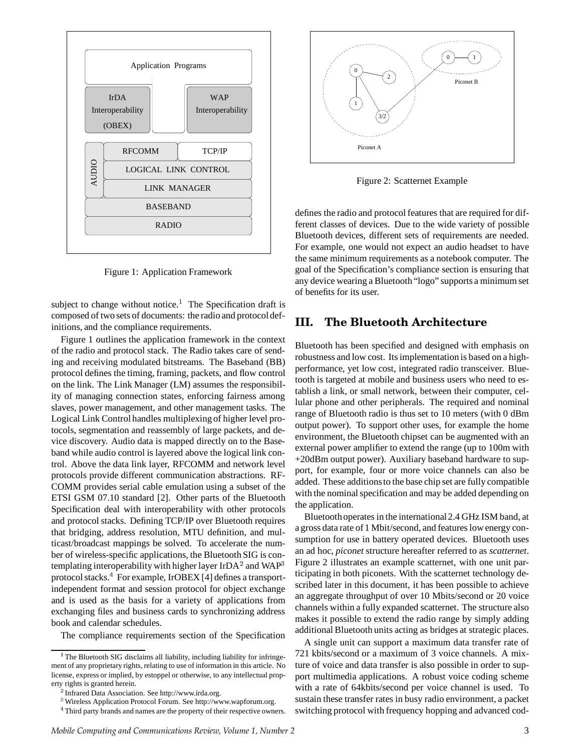Figure 1: Application Framework

subject to change without notice.[1] The Specification draft is composed of two sets of documents: the radio and protocol definitions, and the compliance requirements.

Figure 1 outlines the application framework in the context of the radio and protocol stack. The Radio takes care of sending and receiving modulated bitstreams. The Baseband (BB) protocol defines the timing, framing, packets, and flow control on the link. The Link Manager (LM) assumes the responsibility of managing connection states, enforcing fairness among slaves, power management, and other management tasks. The Logical Link Control handles multiplexing of higher level protocols, segmentation and reassembly of large packets, and device discovery. Audio data is mapped directly on to the Baseband while audio control is layered above the logical link control. Above the data link layer, RFCOMM and network level protocols provide different communication abstractions. RFCOMM provides serial cable emulation using a subset of the ETSI GSM 07.10 standard [2]. Other parts of the Bluetooth Specification deal with interoperability with other protocols and protocol stacks. Defining TCP/IP over Bluetooth requires that bridging, address resolution, MTU definition, and multicast/broadcast mappings be solved. To accelerate the number of wireless-specific applications, the Bluetooth SIG is contemplating interoperability with higher layer IrDA[2] and WAP[3] protocol stacks.[4] For example, IrOBEX [4] defines a transport-independent format and session protocol for object exchange and is used as the basis for a variety of applications from exchanging files and business cards to synchronizing address book and calendar schedules.

The compliance requirements section of the Specification

Figure 2: Scatternet Example

defines the radio and protocol features that are required for different classes of devices. Due to the wide variety of possible Bluetooth devices, different sets of requirements are needed. For example, one would not expect an audio headset to have the same minimum requirements as a notebook computer. The goal of the Specification's compliance section is ensuring that any device wearing a Bluetooth "logo" supports a minimum set of benefits for its user.

## III. The Bluetooth Architecture

Bluetooth has been specified and designed with emphasis on robustness and low cost. Its implementation is based on a high-performance, yet low cost, integrated radio transceiver. Bluetooth is targeted at mobile and business users who need to establish a link, or small network, between their computer, cellular phone and other peripherals. The required and nominal range of Bluetooth radio is thus set to 10 meters (with 0 dBm output power). To support other uses, for example the home environment, the Bluetooth chipset can be augmented with an external power amplifier to extend the range (up to 100m with +20dBm output power). Auxiliary baseband hardware to support, for example, four or more voice channels can also be added. These additions to the base chip set are fully compatible with the nominal specification and may be added depending on the application.

Bluetooth operates in the international 2.4 GHz ISM band, at a gross data rate of 1 Mbit/second, and features low energy consumption for use in battery operated devices. Bluetooth uses an ad hoc, *piconet* structure hereafter referred to as *scatternet*. Figure 2 illustrates an example scatternet, with one unit participating in both piconets. With the scatternet technology described later in this document, it has been possible to achieve an aggregate throughput of over 10 Mbits/second or 20 voice channels within a fully expanded scatternet. The structure also makes it possible to extend the radio range by simply adding additional Bluetooth units acting as bridges at strategic places.

A single unit can support a maximum data transfer rate of 721 kbits/second or a maximum of 3 voice channels. A mixture of voice and data transfer is also possible in order to support multimedia applications. A robust voice coding scheme with a rate of 64kbits/second per voice channel is used. To sustain these transfer rates in busy radio environment, a packet switching protocol with frequency hopping and advanced cod-

---

[1] The Bluetooth SIG disclaims all liability, including liability for infringement of any proprietary rights, relating to use of information in this article. No license, express or implied, by estoppel or otherwise, to any intellectual property rights is granted herein.

[2] Infrared Data Association. See http://www.irda.org.

[3] Wireless Application Protocol Forum. See http://www.wapforum.org.

[4] Third party brands and names are the property of their respective owners.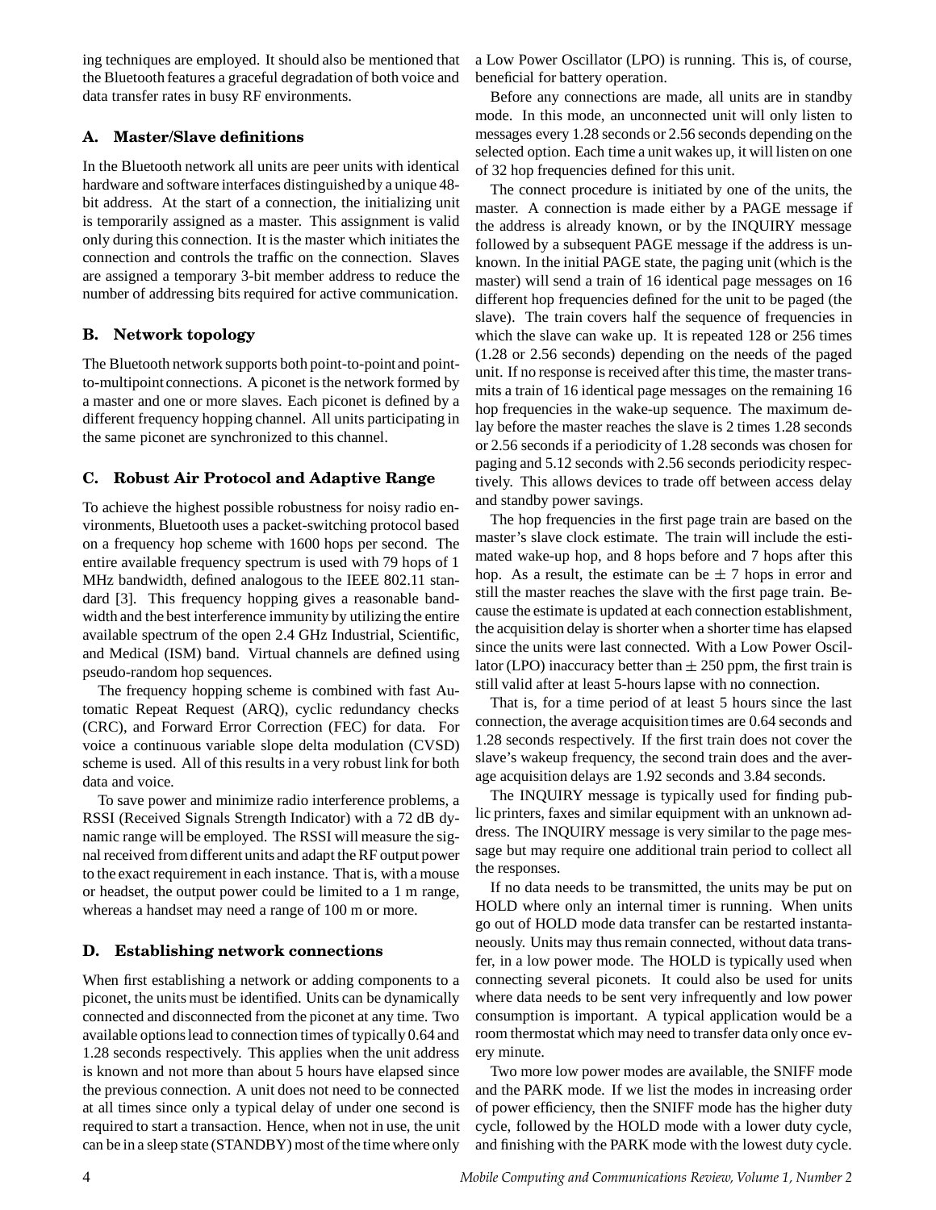ing techniques are employed. It should also be mentioned that the Bluetooth features a graceful degradation of both voice and data transfer rates in busy RF environments.

### A. Master/Slave definitions

In the Bluetooth network all units are peer units with identical hardware and software interfaces distinguished by a unique 48-bit address. At the start of a connection, the initializing unit is temporarily assigned as a master. This assignment is valid only during this connection. It is the master which initiates the connection and controls the traffic on the connection. Slaves are assigned a temporary 3-bit member address to reduce the number of addressing bits required for active communication.

### B. Network topology

The Bluetooth network supports both point-to-point and point-to-multipoint connections. A piconet is the network formed by a master and one or more slaves. Each piconet is defined by a different frequency hopping channel. All units participating in the same piconet are synchronized to this channel.

### C. Robust Air Protocol and Adaptive Range

To achieve the highest possible robustness for noisy radio environments, Bluetooth uses a packet-switching protocol based on a frequency hop scheme with 1600 hops per second. The entire available frequency spectrum is used with 79 hops of 1 MHz bandwidth, defined analogous to the IEEE 802.11 standard [3]. This frequency hopping gives a reasonable bandwidth and the best interference immunity by utilizing the entire available spectrum of the open 2.4 GHz Industrial, Scientific, and Medical (ISM) band. Virtual channels are defined using pseudo-random hop sequences.

The frequency hopping scheme is combined with fast Automatic Repeat Request (ARQ), cyclic redundancy checks (CRC), and Forward Error Correction (FEC) for data. For voice a continuous variable slope delta modulation (CVSD) scheme is used. All of this results in a very robust link for both data and voice.

To save power and minimize radio interference problems, a RSSI (Received Signals Strength Indicator) with a 72 dB dynamic range will be employed. The RSSI will measure the signal received from different units and adapt the RF output power to the exact requirement in each instance. That is, with a mouse or headset, the output power could be limited to a 1 m range, whereas a handset may need a range of 100 m or more.

### D. Establishing network connections

When first establishing a network or adding components to a piconet, the units must be identified. Units can be dynamically connected and disconnected from the piconet at any time. Two available options lead to connection times of typically 0.64 and 1.28 seconds respectively. This applies when the unit address is known and not more than about 5 hours have elapsed since the previous connection. A unit does not need to be connected at all times since only a typical delay of under one second is required to start a transaction. Hence, when not in use, the unit can be in a sleep state (STANDBY) most of the time where only a Low Power Oscillator (LPO) is running. This is, of course, beneficial for battery operation.

Before any connections are made, all units are in standby mode. In this mode, an unconnected unit will only listen to messages every 1.28 seconds or 2.56 seconds depending on the selected option. Each time a unit wakes up, it will listen on one of 32 hop frequencies defined for this unit.

The connect procedure is initiated by one of the units, the master. A connection is made either by a PAGE message if the address is already known, or by the INQUIRY message followed by a subsequent PAGE message if the address is unknown. In the initial PAGE state, the paging unit (which is the master) will send a train of 16 identical page messages on 16 different hop frequencies defined for the unit to be paged (the slave). The train covers half the sequence of frequencies in which the slave can wake up. It is repeated 128 or 256 times (1.28 or 2.56 seconds) depending on the needs of the paged unit. If no response is received after this time, the master transmits a train of 16 identical page messages on the remaining 16 hop frequencies in the wake-up sequence. The maximum delay before the master reaches the slave is 2 times 1.28 seconds or 2.56 seconds if a periodicity of 1.28 seconds was chosen for paging and 5.12 seconds with 2.56 seconds periodicity respectively. This allows devices to trade off between access delay and standby power savings.

The hop frequencies in the first page train are based on the master's slave clock estimate. The train will include the estimated wake-up hop, and 8 hops before and 7 hops after this hop. As a result, the estimate can be $\pm$ 7 hops in error and still the master reaches the slave with the first page train. Because the estimate is updated at each connection establishment, the acquisition delay is shorter when a shorter time has elapsed since the units were last connected. With a Low Power Oscillator (LPO) inaccuracy better than $\pm$ 250 ppm, the first train is still valid after at least 5-hours lapse with no connection.

That is, for a time period of at least 5 hours since the last connection, the average acquisition times are 0.64 seconds and 1.28 seconds respectively. If the first train does not cover the slave's wakeup frequency, the second train does and the average acquisition delays are 1.92 seconds and 3.84 seconds.

The INQUIRY message is typically used for finding public printers, faxes and similar equipment with an unknown address. The INQUIRY message is very similar to the page message but may require one additional train period to collect all the responses.

If no data needs to be transmitted, the units may be put on HOLD where only an internal timer is running. When units go out of HOLD mode data transfer can be restarted instantaneously. Units may thus remain connected, without data transfer, in a low power mode. The HOLD is typically used when connecting several piconets. It could also be used for units where data needs to be sent very infrequently and low power consumption is important. A typical application would be a room thermostat which may need to transfer data only once every minute.

Two more low power modes are available, the SNIFF mode and the PARK mode. If we list the modes in increasing order of power efficiency, then the SNIFF mode has the higher duty cycle, followed by the HOLD mode with a lower duty cycle, and finishing with the PARK mode with the lowest duty cycle.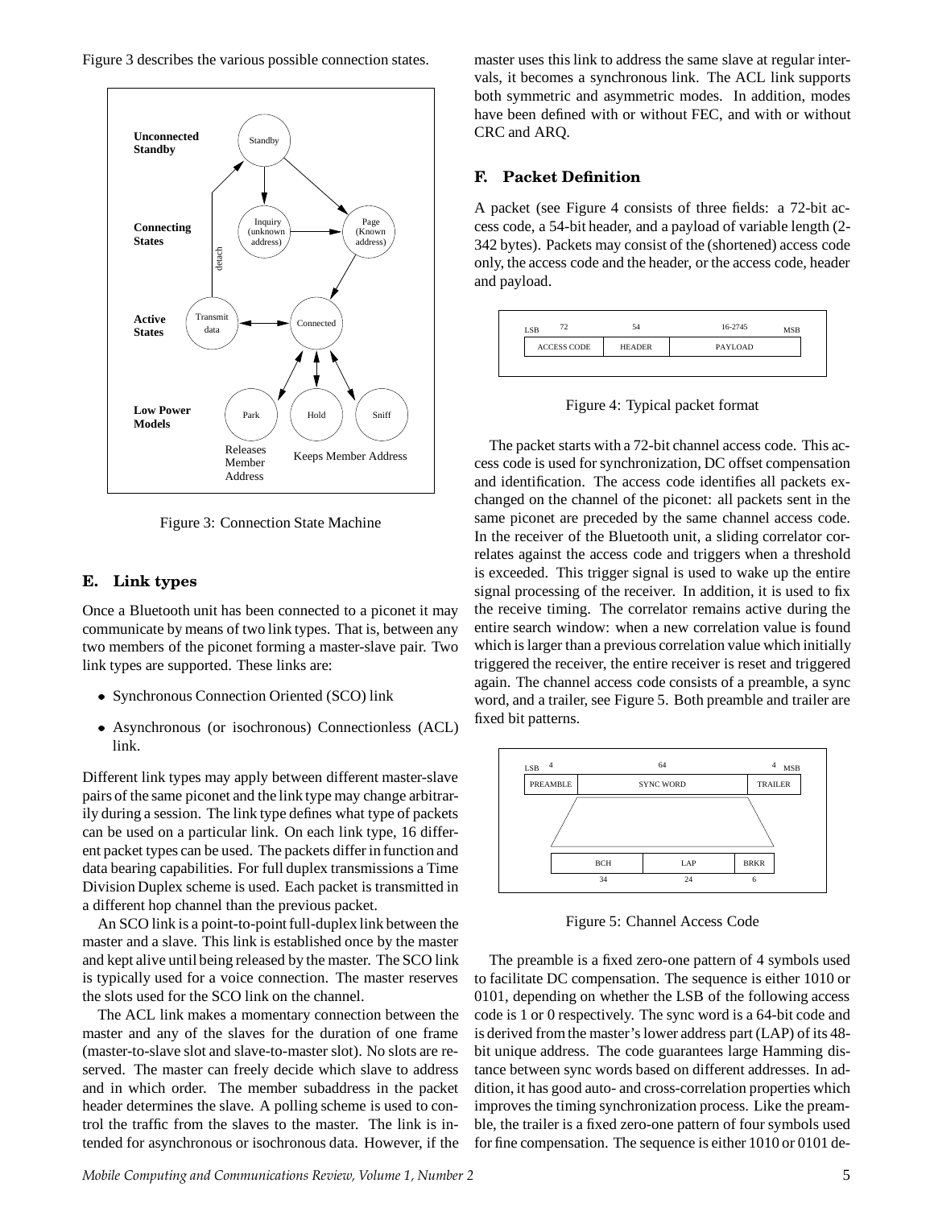Figure 3 describes the various possible connection states.

Figure 3: Connection State Machine

## E. Link types

Once a Bluetooth unit has been connected to a piconet it may communicate by means of two link types. That is, between any two members of the piconet forming a master-slave pair. Two link types are supported. These links are:

- Synchronous Connection Oriented (SCO) link
- Asynchronous (or isochronous) Connectionless (ACL) link.

Different link types may apply between different master-slave pairs of the same piconet and the link type may change arbitrarily during a session. The link type defines what type of packets can be used on a particular link. On each link type, 16 different packet types can be used. The packets differ in function and data bearing capabilities. For full duplex transmissions a Time Division Duplex scheme is used. Each packet is transmitted in a different hop channel than the previous packet.

An SCO link is a point-to-point full-duplex link between the master and a slave. This link is established once by the master and kept alive until being released by the master. The SCO link is typically used for a voice connection. The master reserves the slots used for the SCO link on the channel.

The ACL link makes a momentary connection between the master and any of the slaves for the duration of one frame (master-to-slave slot and slave-to-master slot). No slots are reserved. The master can freely decide which slave to address and in which order. The member subaddress in the packet header determines the slave. A polling scheme is used to control the traffic from the slaves to the master. The link is intended for asynchronous or isochronous data. However, if the master uses this link to address the same slave at regular intervals, it becomes a synchronous link. The ACL link supports both symmetric and asymmetric modes. In addition, modes have been defined with or without FEC, and with or without CRC and ARQ.

## F. Packet Definition

A packet (see Figure 4 consists of three fields: a 72-bit access code, a 54-bit header, and a payload of variable length (2-342 bytes). Packets may consist of the (shortened) access code only, the access code and the header, or the access code, header and payload.

Figure 4: Typical packet format

The packet starts with a 72-bit channel access code. This access code is used for synchronization, DC offset compensation and identification. The access code identifies all packets exchanged on the channel of the piconet: all packets sent in the same piconet are preceded by the same channel access code. In the receiver of the Bluetooth unit, a sliding correlator correlates against the access code and triggers when a threshold is exceeded. This trigger signal is used to wake up the entire signal processing of the receiver. In addition, it is used to fix the receive timing. The correlator remains active during the entire search window: when a new correlation value is found which is larger than a previous correlation value which initially triggered the receiver, the entire receiver is reset and triggered again. The channel access code consists of a preamble, a sync word, and a trailer, see Figure 5. Both preamble and trailer are fixed bit patterns.

Figure 5: Channel Access Code

The preamble is a fixed zero-one pattern of 4 symbols used to facilitate DC compensation. The sequence is either 1010 or 0101, depending on whether the LSB of the following access code is 1 or 0 respectively. The sync word is a 64-bit code and is derived from the master's lower address part (LAP) of its 48-bit unique address. The code guarantees large Hamming distance between sync words based on different addresses. In addition, it has good auto- and cross-correlation properties which improves the timing synchronization process. Like the preamble, the trailer is a fixed zero-one pattern of four symbols used for fine compensation. The sequence is either 1010 or 0101 de-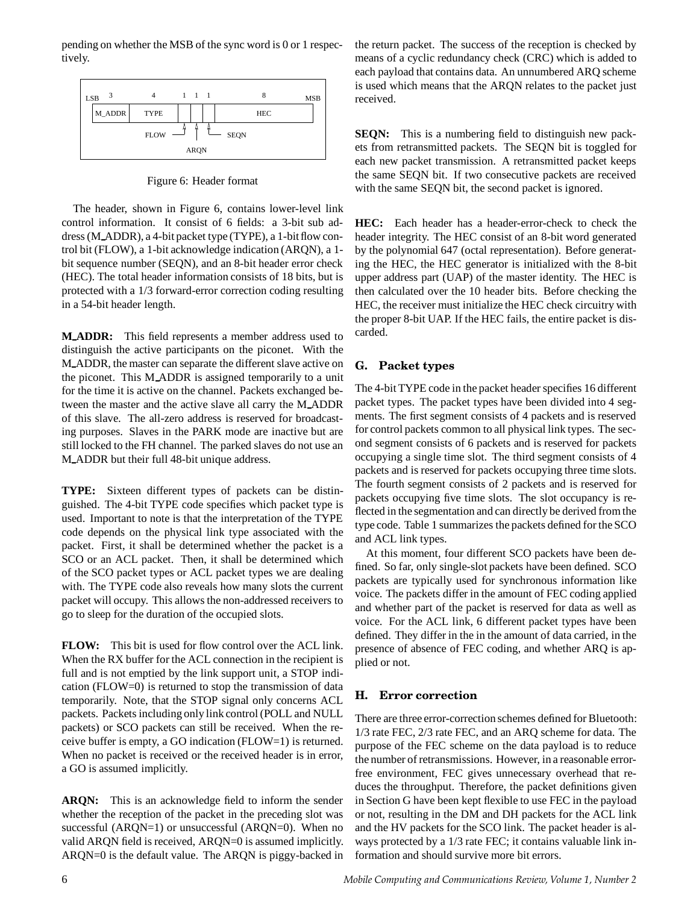pending on whether the MSB of the sync word is 0 or 1 respectively.

| LSB 3 | 4 | 1 | 1 | 1 | 8 MSB |
| --- | --- | --- | --- | --- | --- |
| M_ADDR | TYPE | FLOW | ARQN | SEQN | HEC |

Figure 6: Header format

The header, shown in Figure 6, contains lower-level link control information. It consist of 6 fields: a 3-bit sub address (M_ADDR), a 4-bit packet type (TYPE), a 1-bit flow control bit (FLOW), a 1-bit acknowledge indication (ARQN), a 1-bit sequence number (SEQN), and an 8-bit header error check (HEC). The total header information consists of 18 bits, but is protected with a 1/3 forward-error correction coding resulting in a 54-bit header length.

**M_ADDR:** This field represents a member address used to distinguish the active participants on the piconet. With the M_ADDR, the master can separate the different slave active on the piconet. This M_ADDR is assigned temporarily to a unit for the time it is active on the channel. Packets exchanged between the master and the active slave all carry the M_ADDR of this slave. The all-zero address is reserved for broadcasting purposes. Slaves in the PARK mode are inactive but are still locked to the FH channel. The parked slaves do not use an M_ADDR but their full 48-bit unique address.

**TYPE:** Sixteen different types of packets can be distinguished. The 4-bit TYPE code specifies which packet type is used. Important to note is that the interpretation of the TYPE code depends on the physical link type associated with the packet. First, it shall be determined whether the packet is a SCO or an ACL packet. Then, it shall be determined which of the SCO packet types or ACL packet types we are dealing with. The TYPE code also reveals how many slots the current packet will occupy. This allows the non-addressed receivers to go to sleep for the duration of the occupied slots.

**FLOW:** This bit is used for flow control over the ACL link. When the RX buffer for the ACL connection in the recipient is full and is not emptied by the link support unit, a STOP indication (FLOW=0) is returned to stop the transmission of data temporarily. Note, that the STOP signal only concerns ACL packets. Packets including only link control (POLL and NULL packets) or SCO packets can still be received. When the receive buffer is empty, a GO indication (FLOW=1) is returned. When no packet is received or the received header is in error, a GO is assumed implicitly.

**ARQN:** This is an acknowledge field to inform the sender whether the reception of the packet in the preceding slot was successful (ARQN=1) or unsuccessful (ARQN=0). When no valid ARQN field is received, ARQN=0 is assumed implicitly. ARQN=0 is the default value. The ARQN is piggy-backed in the return packet. The success of the reception is checked by means of a cyclic redundancy check (CRC) which is added to each payload that contains data. An unnumbered ARQ scheme is used which means that the ARQN relates to the packet just received.

**SEQN:** This is a numbering field to distinguish new packets from retransmitted packets. The SEQN bit is toggled for each new packet transmission. A retransmitted packet keeps the same SEQN bit. If two consecutive packets are received with the same SEQN bit, the second packet is ignored.

**HEC:** Each header has a header-error-check to check the header integrity. The HEC consist of an 8-bit word generated by the polynomial 647 (octal representation). Before generating the HEC, the HEC generator is initialized with the 8-bit upper address part (UAP) of the master identity. The HEC is then calculated over the 10 header bits. Before checking the HEC, the receiver must initialize the HEC check circuitry with the proper 8-bit UAP. If the HEC fails, the entire packet is discarded.

## G. Packet types

The 4-bit TYPE code in the packet header specifies 16 different packet types. The packet types have been divided into 4 segments. The first segment consists of 4 packets and is reserved for control packets common to all physical link types. The second segment consists of 6 packets and is reserved for packets occupying a single time slot. The third segment consists of 4 packets and is reserved for packets occupying three time slots. The fourth segment consists of 2 packets and is reserved for packets occupying five time slots. The slot occupancy is reflected in the segmentation and can directly be derived from the type code. Table 1 summarizes the packets defined for the SCO and ACL link types.

At this moment, four different SCO packets have been defined. So far, only single-slot packets have been defined. SCO packets are typically used for synchronous information like voice. The packets differ in the amount of FEC coding applied and whether part of the packet is reserved for data as well as voice. For the ACL link, 6 different packet types have been defined. They differ in the in the amount of data carried, in the presence of absence of FEC coding, and whether ARQ is applied or not.

## H. Error correction

There are three error-correction schemes defined for Bluetooth: 1/3 rate FEC, 2/3 rate FEC, and an ARQ scheme for data. The purpose of the FEC scheme on the data payload is to reduce the number of retransmissions. However, in a reasonable error-free environment, FEC gives unnecessary overhead that reduces the throughput. Therefore, the packet definitions given in Section G have been kept flexible to use FEC in the payload or not, resulting in the DM and DH packets for the ACL link and the HV packets for the SCO link. The packet header is always protected by a 1/3 rate FEC; it contains valuable link information and should survive more bit errors.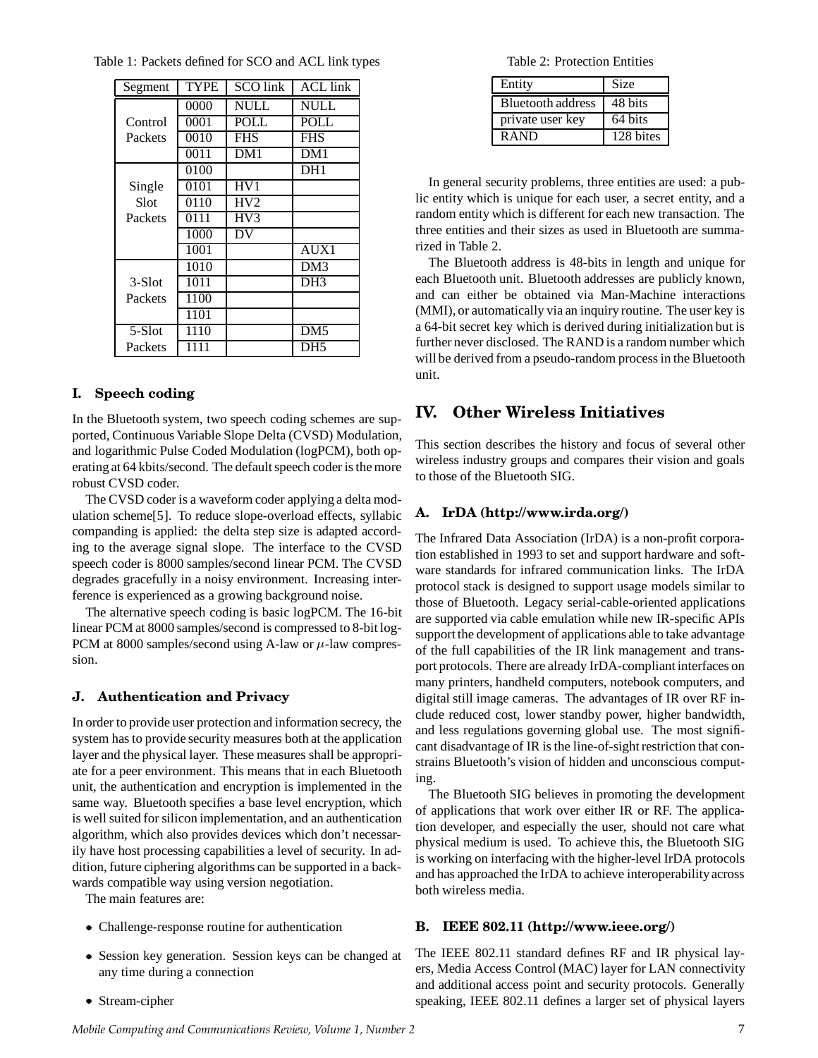Table 1: Packets defined for SCO and ACL link types

| Segment | TYPE | SCO link | ACL link |
|---|---|---|---|
| Control Packets | 0000 | NULL | NULL |
| | 0001 | POLL | POLL |
| | 0010 | FHS | FHS |
| | 0011 | DM1 | DM1 |
| Single Slot Packets | 0100 | | DH1 |
| | 0101 | HV1 | |
| | 0110 | HV2 | |
| | 0111 | HV3 | |
| | 1000 | DV | |
| | 1001 | | AUX1 |
| 3-Slot Packets | 1010 | | DM3 |
| | 1011 | | DH3 |
| | 1100 | | |
| | 1101 | | |
| 5-Slot Packets | 1110 | | DM5 |
| | 1111 | | DH5 |

### I. Speech coding

In the Bluetooth system, two speech coding schemes are supported, Continuous Variable Slope Delta (CVSD) Modulation, and logarithmic Pulse Coded Modulation (logPCM), both operating at 64 kbits/second. The default speech coder is the more robust CVSD coder.

The CVSD coder is a waveform coder applying a delta modulation scheme[5]. To reduce slope-overload effects, syllabic companding is applied: the delta step size is adapted according to the average signal slope. The interface to the CVSD speech coder is 8000 samples/second linear PCM. The CVSD degrades gracefully in a noisy environment. Increasing interference is experienced as a growing background noise.

The alternative speech coding is basic logPCM. The 16-bit linear PCM at 8000 samples/second is compressed to 8-bit logPCM at 8000 samples/second using A-law or $\mu$-law compression.

### J. Authentication and Privacy

In order to provide user protection and information secrecy, the system has to provide security measures both at the application layer and the physical layer. These measures shall be appropriate for a peer environment. This means that in each Bluetooth unit, the authentication and encryption is implemented in the same way. Bluetooth specifies a base level encryption, which is well suited for silicon implementation, and an authentication algorithm, which also provides devices which don't necessarily have host processing capabilities a level of security. In addition, future ciphering algorithms can be supported in a backwards compatible way using version negotiation.

The main features are:

- Challenge-response routine for authentication
- Session key generation. Session keys can be changed at any time during a connection
- Stream-cipher

Table 2: Protection Entities

| Entity | Size |
|---|---|
| Bluetooth address | 48 bits |
| private user key | 64 bits |
| RAND | 128 bites |

In general security problems, three entities are used: a public entity which is unique for each user, a secret entity, and a random entity which is different for each new transaction. The three entities and their sizes as used in Bluetooth are summarized in Table 2.

The Bluetooth address is 48-bits in length and unique for each Bluetooth unit. Bluetooth addresses are publicly known, and can either be obtained via Man-Machine interactions (MMI), or automatically via an inquiry routine. The user key is a 64-bit secret key which is derived during initialization but is further never disclosed. The RAND is a random number which will be derived from a pseudo-random process in the Bluetooth unit.

## IV. Other Wireless Initiatives

This section describes the history and focus of several other wireless industry groups and compares their vision and goals to those of the Bluetooth SIG.

### A. IrDA (http://www.irda.org/)

The Infrared Data Association (IrDA) is a non-profit corporation established in 1993 to set and support hardware and software standards for infrared communication links. The IrDA protocol stack is designed to support usage models similar to those of Bluetooth. Legacy serial-cable-oriented applications are supported via cable emulation while new IR-specific APIs support the development of applications able to take advantage of the full capabilities of the IR link management and transport protocols. There are already IrDA-compliant interfaces on many printers, handheld computers, notebook computers, and digital still image cameras. The advantages of IR over RF include reduced cost, lower standby power, higher bandwidth, and less regulations governing global use. The most significant disadvantage of IR is the line-of-sight restriction that constrains Bluetooth's vision of hidden and unconscious computing.

The Bluetooth SIG believes in promoting the development of applications that work over either IR or RF. The application developer, and especially the user, should not care what physical medium is used. To achieve this, the Bluetooth SIG is working on interfacing with the higher-level IrDA protocols and has approached the IrDA to achieve interoperability across both wireless media.

### B. IEEE 802.11 (http://www.ieee.org/)

The IEEE 802.11 standard defines RF and IR physical layers, Media Access Control (MAC) layer for LAN connectivity and additional access point and security protocols. Generally speaking, IEEE 802.11 defines a larger set of physical layers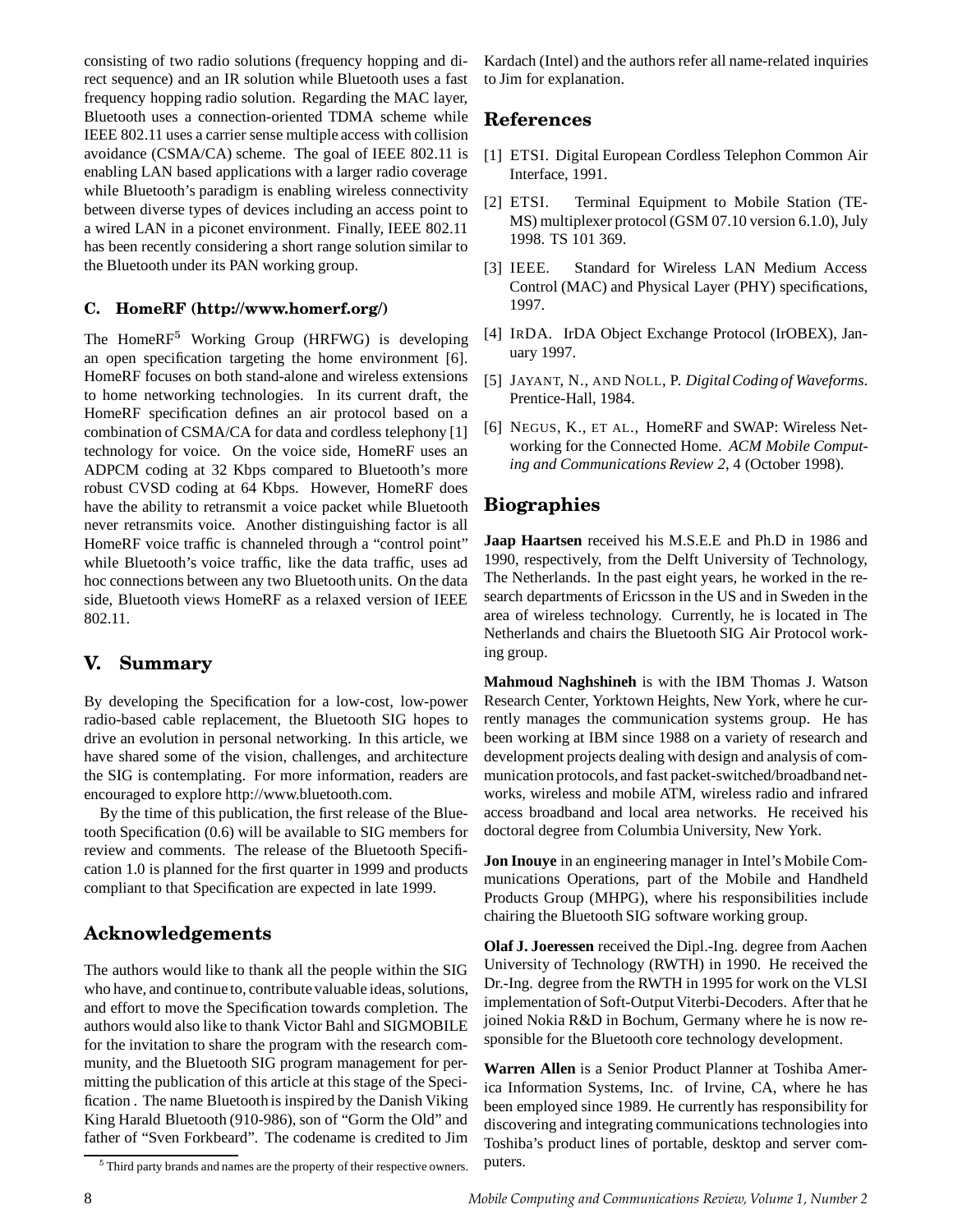consisting of two radio solutions (frequency hopping and direct sequence) and an IR solution while Bluetooth uses a fast frequency hopping radio solution. Regarding the MAC layer, Bluetooth uses a connection-oriented TDMA scheme while IEEE 802.11 uses a carrier sense multiple access with collision avoidance (CSMA/CA) scheme. The goal of IEEE 802.11 is enabling LAN based applications with a larger radio coverage while Bluetooth's paradigm is enabling wireless connectivity between diverse types of devices including an access point to a wired LAN in a piconet environment. Finally, IEEE 802.11 has been recently considering a short range solution similar to the Bluetooth under its PAN working group.

### C. HomeRF (http://www.homerf.org/)

The HomeRF[5] Working Group (HRFWG) is developing an open specification targeting the home environment [6]. HomeRF focuses on both stand-alone and wireless extensions to home networking technologies. In its current draft, the HomeRF specification defines an air protocol based on a combination of CSMA/CA for data and cordless telephony [1] technology for voice. On the voice side, HomeRF uses an ADPCM coding at 32 Kbps compared to Bluetooth's more robust CVSD coding at 64 Kbps. However, HomeRF does have the ability to retransmit a voice packet while Bluetooth never retransmits voice. Another distinguishing factor is all HomeRF voice traffic is channeled through a "control point" while Bluetooth's voice traffic, like the data traffic, uses ad hoc connections between any two Bluetooth units. On the data side, Bluetooth views HomeRF as a relaxed version of IEEE 802.11.

## V. Summary

By developing the Specification for a low-cost, low-power radio-based cable replacement, the Bluetooth SIG hopes to drive an evolution in personal networking. In this article, we have shared some of the vision, challenges, and architecture the SIG is contemplating. For more information, readers are encouraged to explore http://www.bluetooth.com.

By the time of this publication, the first release of the Bluetooth Specification (0.6) will be available to SIG members for review and comments. The release of the Bluetooth Specification 1.0 is planned for the first quarter in 1999 and products compliant to that Specification are expected in late 1999.

## Acknowledgements

The authors would like to thank all the people within the SIG who have, and continue to, contribute valuable ideas, solutions, and effort to move the Specification towards completion. The authors would also like to thank Victor Bahl and SIGMOBILE for the invitation to share the program with the research community, and the Bluetooth SIG program management for permitting the publication of this article at this stage of the Specification . The name Bluetooth is inspired by the Danish Viking King Harald Bluetooth (910-986), son of "Gorm the Old" and father of "Sven Forkbeard". The codename is credited to Jim Kardach (Intel) and the authors refer all name-related inquiries to Jim for explanation.

[5] Third party brands and names are the property of their respective owners.

## References

[1] ETSI. Digital European Cordless Telephon Common Air Interface, 1991.

[2] ETSI. Terminal Equipment to Mobile Station (TE-MS) multiplexer protocol (GSM 07.10 version 6.1.0), July 1998. TS 101 369.

[3] IEEE. Standard for Wireless LAN Medium Access Control (MAC) and Physical Layer (PHY) specifications, 1997.

[4] IrDA. IrDA Object Exchange Protocol (IrOBEX), January 1997.

[5] Jayant, N., and Noll, P. *Digital Coding of Waveforms*. Prentice-Hall, 1984.

[6] Negus, K., et al., HomeRF and SWAP: Wireless Networking for the Connected Home. *ACM Mobile Computing and Communications Review 2*, 4 (October 1998).

## Biographies

**Jaap Haartsen** received his M.S.E.E and Ph.D in 1986 and 1990, respectively, from the Delft University of Technology, The Netherlands. In the past eight years, he worked in the research departments of Ericsson in the US and in Sweden in the area of wireless technology. Currently, he is located in The Netherlands and chairs the Bluetooth SIG Air Protocol working group.

**Mahmoud Naghshineh** is with the IBM Thomas J. Watson Research Center, Yorktown Heights, New York, where he currently manages the communication systems group. He has been working at IBM since 1988 on a variety of research and development projects dealing with design and analysis of communication protocols, and fast packet-switched/broadband networks, wireless and mobile ATM, wireless radio and infrared access broadband and local area networks. He received his doctoral degree from Columbia University, New York.

**Jon Inouye** in an engineering manager in Intel's Mobile Communications Operations, part of the Mobile and Handheld Products Group (MHPG), where his responsibilities include chairing the Bluetooth SIG software working group.

**Olaf J. Joeressen** received the Dipl.-Ing. degree from Aachen University of Technology (RWTH) in 1990. He received the Dr.-Ing. degree from the RWTH in 1995 for work on the VLSI implementation of Soft-Output Viterbi-Decoders. After that he joined Nokia R&D in Bochum, Germany where he is now responsible for the Bluetooth core technology development.

**Warren Allen** is a Senior Product Planner at Toshiba America Information Systems, Inc. of Irvine, CA, where he has been employed since 1989. He currently has responsibility for discovering and integrating communications technologies into Toshiba's product lines of portable, desktop and server computers.